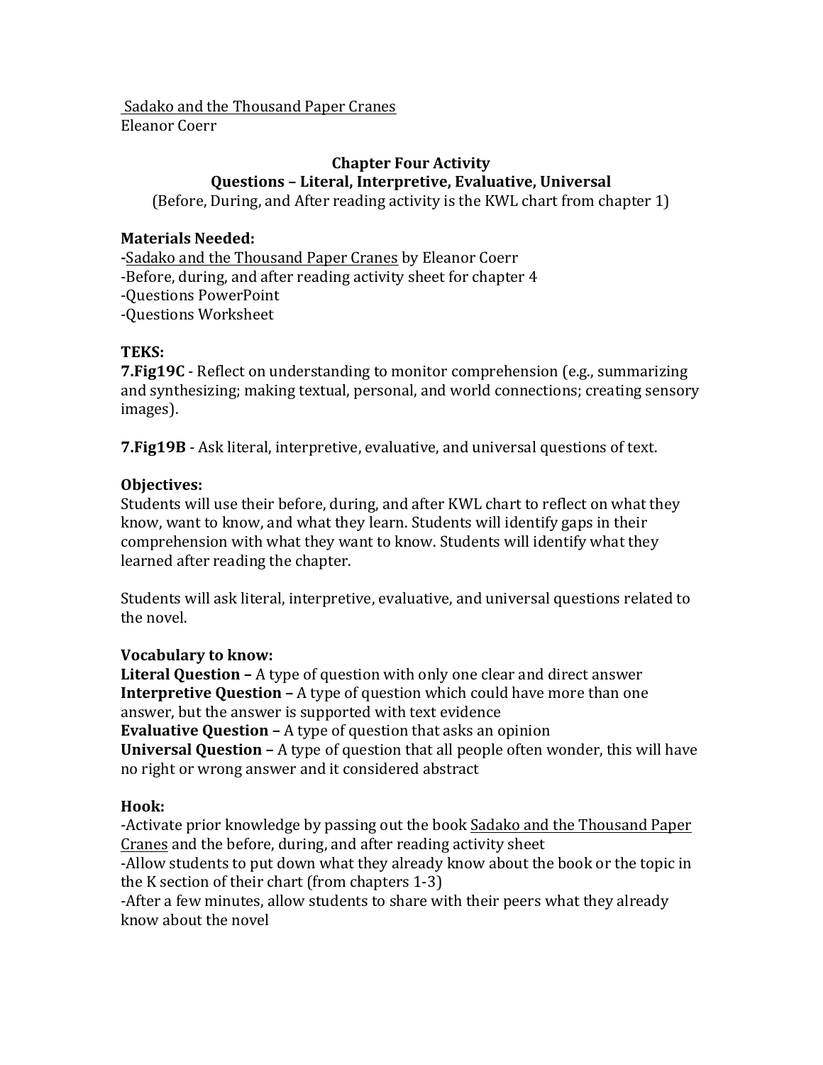Sadako and the Thousand Paper Cranes
Eleanor Coerr

## Chapter Four Activity
### Questions – Literal, Interpretive, Evaluative, Universal

(Before, During, and After reading activity is the KWL chart from chapter 1)

**Materials Needed:**
-Sadako and the Thousand Paper Cranes by Eleanor Coerr
-Before, during, and after reading activity sheet for chapter 4
-Questions PowerPoint
-Questions Worksheet

**TEKS:**
**7.Fig19C** - Reflect on understanding to monitor comprehension (e.g., summarizing and synthesizing; making textual, personal, and world connections; creating sensory images).

**7.Fig19B** - Ask literal, interpretive, evaluative, and universal questions of text.

**Objectives:**
Students will use their before, during, and after KWL chart to reflect on what they know, want to know, and what they learn. Students will identify gaps in their comprehension with what they want to know. Students will identify what they learned after reading the chapter.

Students will ask literal, interpretive, evaluative, and universal questions related to the novel.

**Vocabulary to know:**
**Literal Question –** A type of question with only one clear and direct answer
**Interpretive Question –** A type of question which could have more than one answer, but the answer is supported with text evidence
**Evaluative Question –** A type of question that asks an opinion
**Universal Question –** A type of question that all people often wonder, this will have no right or wrong answer and it considered abstract

**Hook:**
-Activate prior knowledge by passing out the book Sadako and the Thousand Paper Cranes and the before, during, and after reading activity sheet
-Allow students to put down what they already know about the book or the topic in the K section of their chart (from chapters 1-3)
-After a few minutes, allow students to share with their peers what they already know about the novel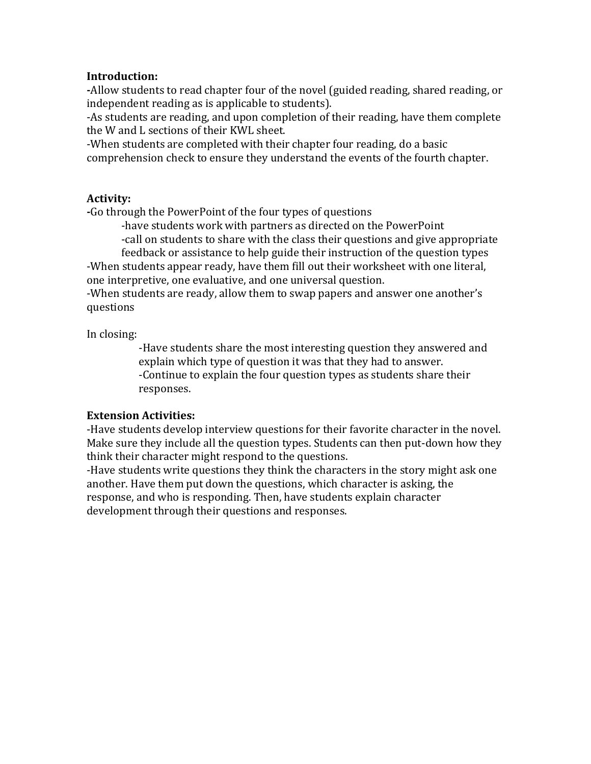**Introduction:**

-Allow students to read chapter four of the novel (guided reading, shared reading, or independent reading as is applicable to students).

-As students are reading, and upon completion of their reading, have them complete the W and L sections of their KWL sheet.

-When students are completed with their chapter four reading, do a basic comprehension check to ensure they understand the events of the fourth chapter.

**Activity:**

-Go through the PowerPoint of the four types of questions

- -have students work with partners as directed on the PowerPoint
- -call on students to share with the class their questions and give appropriate feedback or assistance to help guide their instruction of the question types

-When students appear ready, have them fill out their worksheet with one literal, one interpretive, one evaluative, and one universal question.

-When students are ready, allow them to swap papers and answer one another's questions

In closing:

- -Have students share the most interesting question they answered and explain which type of question it was that they had to answer.
- -Continue to explain the four question types as students share their responses.

**Extension Activities:**

-Have students develop interview questions for their favorite character in the novel. Make sure they include all the question types. Students can then put-down how they think their character might respond to the questions.

-Have students write questions they think the characters in the story might ask one another. Have them put down the questions, which character is asking, the response, and who is responding. Then, have students explain character development through their questions and responses.